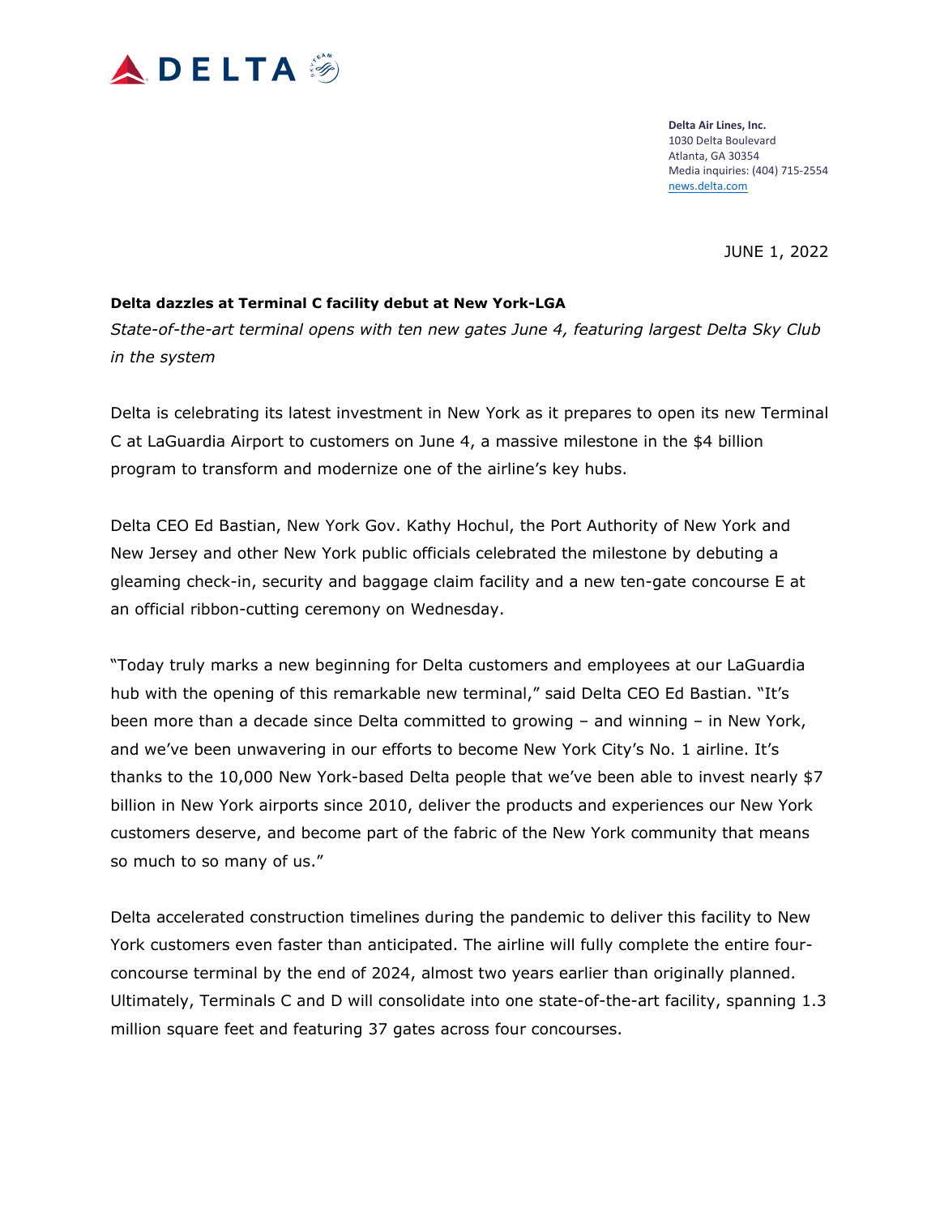**Delta Air Lines, Inc.**
1030 Delta Boulevard
Atlanta, GA 30354
Media inquiries: (404) 715-2554
news.delta.com

JUNE 1, 2022

**Delta dazzles at Terminal C facility debut at New York-LGA**

*State-of-the-art terminal opens with ten new gates June 4, featuring largest Delta Sky Club in the system*

Delta is celebrating its latest investment in New York as it prepares to open its new Terminal C at LaGuardia Airport to customers on June 4, a massive milestone in the $4 billion program to transform and modernize one of the airline's key hubs.

Delta CEO Ed Bastian, New York Gov. Kathy Hochul, the Port Authority of New York and New Jersey and other New York public officials celebrated the milestone by debuting a gleaming check-in, security and baggage claim facility and a new ten-gate concourse E at an official ribbon-cutting ceremony on Wednesday.

"Today truly marks a new beginning for Delta customers and employees at our LaGuardia hub with the opening of this remarkable new terminal," said Delta CEO Ed Bastian. "It's been more than a decade since Delta committed to growing – and winning – in New York, and we've been unwavering in our efforts to become New York City's No. 1 airline. It's thanks to the 10,000 New York-based Delta people that we've been able to invest nearly $7 billion in New York airports since 2010, deliver the products and experiences our New York customers deserve, and become part of the fabric of the New York community that means so much to so many of us."

Delta accelerated construction timelines during the pandemic to deliver this facility to New York customers even faster than anticipated. The airline will fully complete the entire four-concourse terminal by the end of 2024, almost two years earlier than originally planned. Ultimately, Terminals C and D will consolidate into one state-of-the-art facility, spanning 1.3 million square feet and featuring 37 gates across four concourses.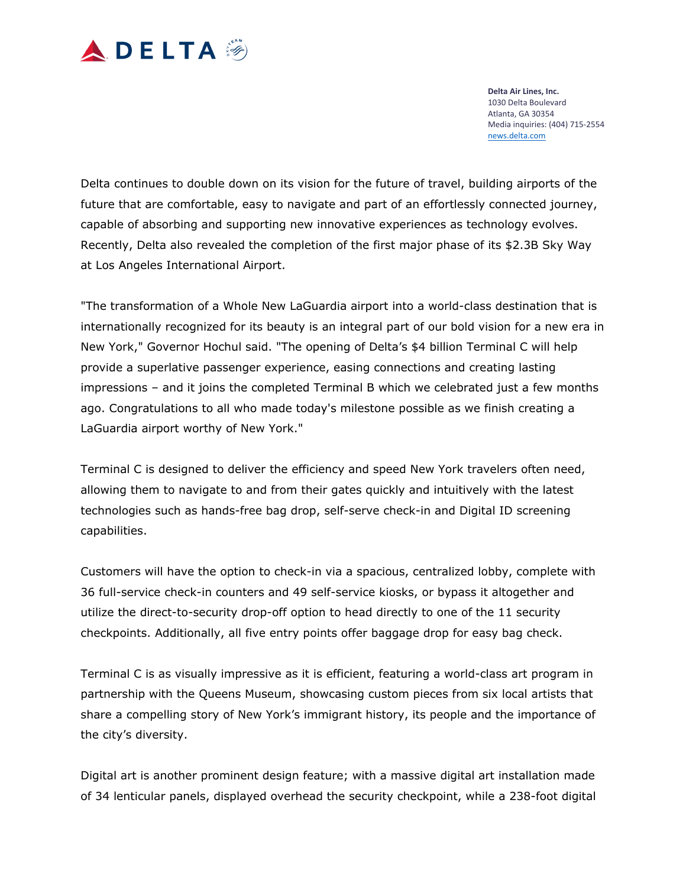**Delta Air Lines, Inc.**
1030 Delta Boulevard
Atlanta, GA 30354
Media inquiries: (404) 715-2554
news.delta.com

Delta continues to double down on its vision for the future of travel, building airports of the future that are comfortable, easy to navigate and part of an effortlessly connected journey, capable of absorbing and supporting new innovative experiences as technology evolves. Recently, Delta also revealed the completion of the first major phase of its $2.3B Sky Way at Los Angeles International Airport.

"The transformation of a Whole New LaGuardia airport into a world-class destination that is internationally recognized for its beauty is an integral part of our bold vision for a new era in New York," Governor Hochul said. "The opening of Delta's $4 billion Terminal C will help provide a superlative passenger experience, easing connections and creating lasting impressions – and it joins the completed Terminal B which we celebrated just a few months ago. Congratulations to all who made today's milestone possible as we finish creating a LaGuardia airport worthy of New York."

Terminal C is designed to deliver the efficiency and speed New York travelers often need, allowing them to navigate to and from their gates quickly and intuitively with the latest technologies such as hands-free bag drop, self-serve check-in and Digital ID screening capabilities.

Customers will have the option to check-in via a spacious, centralized lobby, complete with 36 full-service check-in counters and 49 self-service kiosks, or bypass it altogether and utilize the direct-to-security drop-off option to head directly to one of the 11 security checkpoints. Additionally, all five entry points offer baggage drop for easy bag check.

Terminal C is as visually impressive as it is efficient, featuring a world-class art program in partnership with the Queens Museum, showcasing custom pieces from six local artists that share a compelling story of New York's immigrant history, its people and the importance of the city's diversity.

Digital art is another prominent design feature; with a massive digital art installation made of 34 lenticular panels, displayed overhead the security checkpoint, while a 238-foot digital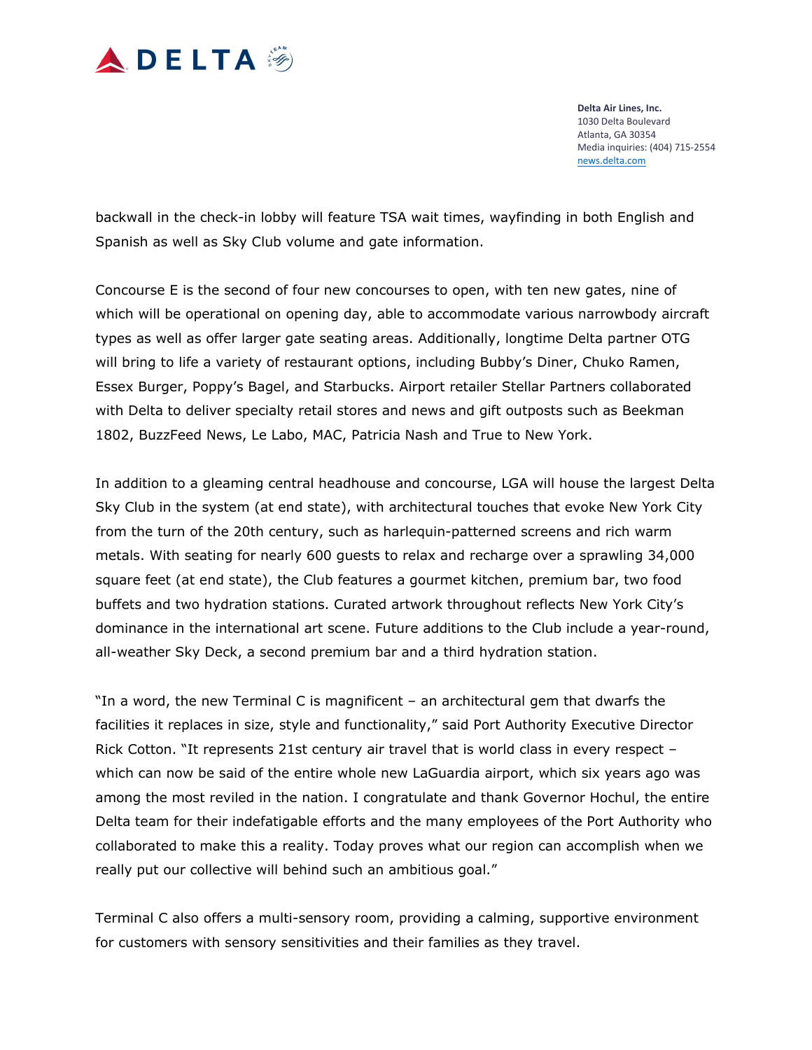backwall in the check-in lobby will feature TSA wait times, wayfinding in both English and Spanish as well as Sky Club volume and gate information.

Concourse E is the second of four new concourses to open, with ten new gates, nine of which will be operational on opening day, able to accommodate various narrowbody aircraft types as well as offer larger gate seating areas. Additionally, longtime Delta partner OTG will bring to life a variety of restaurant options, including Bubby's Diner, Chuko Ramen, Essex Burger, Poppy's Bagel, and Starbucks. Airport retailer Stellar Partners collaborated with Delta to deliver specialty retail stores and news and gift outposts such as Beekman 1802, BuzzFeed News, Le Labo, MAC, Patricia Nash and True to New York.

In addition to a gleaming central headhouse and concourse, LGA will house the largest Delta Sky Club in the system (at end state), with architectural touches that evoke New York City from the turn of the 20th century, such as harlequin-patterned screens and rich warm metals. With seating for nearly 600 guests to relax and recharge over a sprawling 34,000 square feet (at end state), the Club features a gourmet kitchen, premium bar, two food buffets and two hydration stations. Curated artwork throughout reflects New York City's dominance in the international art scene. Future additions to the Club include a year-round, all-weather Sky Deck, a second premium bar and a third hydration station.

"In a word, the new Terminal C is magnificent – an architectural gem that dwarfs the facilities it replaces in size, style and functionality," said Port Authority Executive Director Rick Cotton. "It represents 21st century air travel that is world class in every respect – which can now be said of the entire whole new LaGuardia airport, which six years ago was among the most reviled in the nation. I congratulate and thank Governor Hochul, the entire Delta team for their indefatigable efforts and the many employees of the Port Authority who collaborated to make this a reality. Today proves what our region can accomplish when we really put our collective will behind such an ambitious goal."

Terminal C also offers a multi-sensory room, providing a calming, supportive environment for customers with sensory sensitivities and their families as they travel.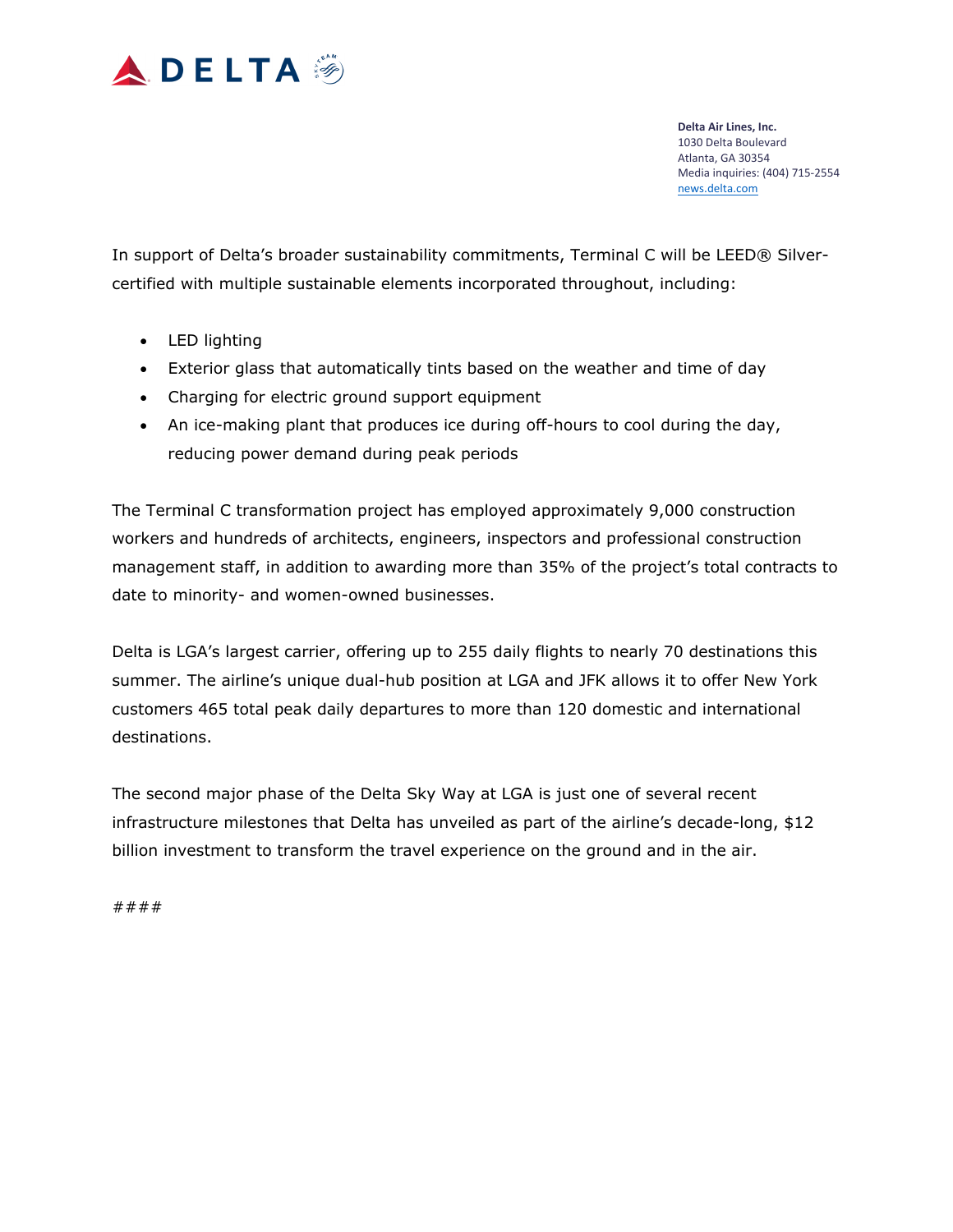**Delta Air Lines, Inc.**
1030 Delta Boulevard
Atlanta, GA 30354
Media inquiries: (404) 715-2554
news.delta.com

In support of Delta's broader sustainability commitments, Terminal C will be LEED® Silver-certified with multiple sustainable elements incorporated throughout, including:

- LED lighting
- Exterior glass that automatically tints based on the weather and time of day
- Charging for electric ground support equipment
- An ice-making plant that produces ice during off-hours to cool during the day, reducing power demand during peak periods

The Terminal C transformation project has employed approximately 9,000 construction workers and hundreds of architects, engineers, inspectors and professional construction management staff, in addition to awarding more than 35% of the project's total contracts to date to minority- and women-owned businesses.

Delta is LGA's largest carrier, offering up to 255 daily flights to nearly 70 destinations this summer. The airline's unique dual-hub position at LGA and JFK allows it to offer New York customers 465 total peak daily departures to more than 120 domestic and international destinations.

The second major phase of the Delta Sky Way at LGA is just one of several recent infrastructure milestones that Delta has unveiled as part of the airline's decade-long, $12 billion investment to transform the travel experience on the ground and in the air.

####